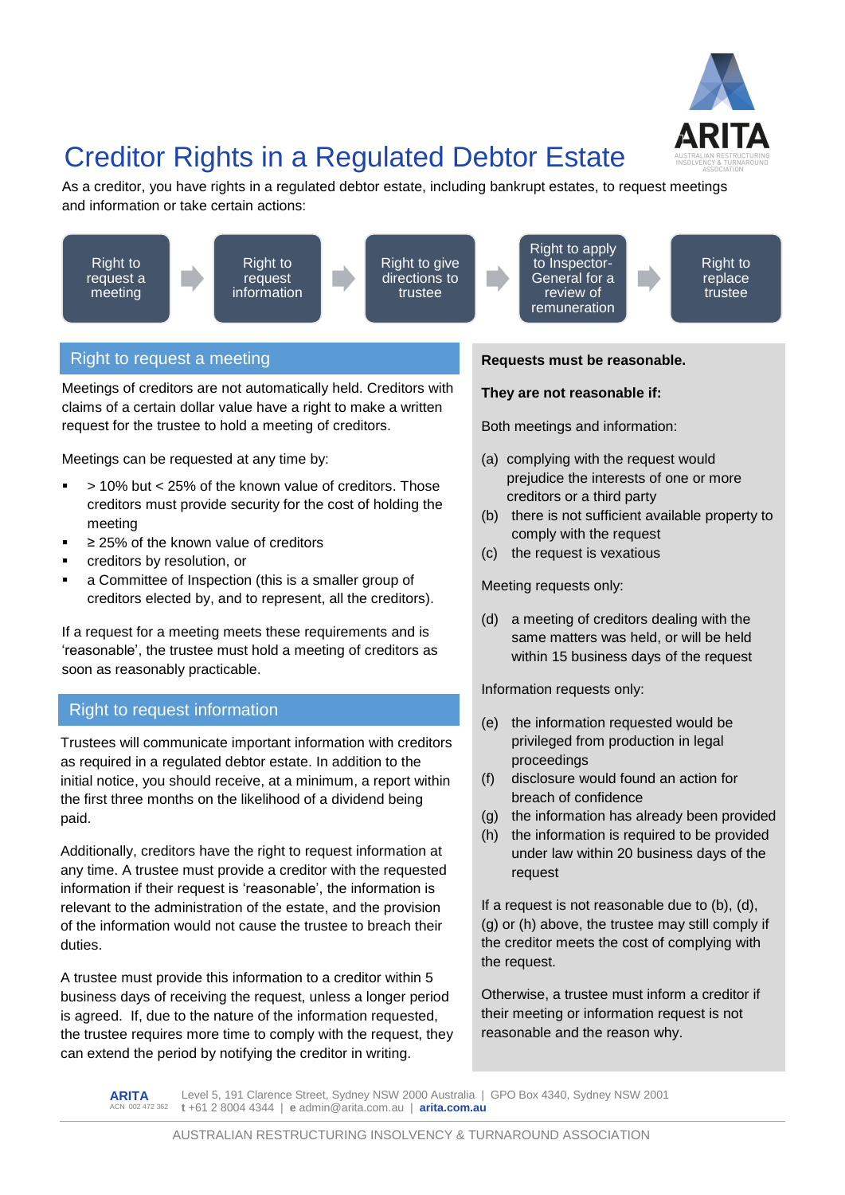# Creditor Rights in a Regulated Debtor Estate

As a creditor, you have rights in a regulated debtor estate, including bankrupt estates, to request meetings and information or take certain actions:

Right to request a meeting → Right to request information → Right to give directions to trustee → Right to apply to Inspector-General for a review of remuneration → Right to replace trustee

## Right to request a meeting

Meetings of creditors are not automatically held. Creditors with claims of a certain dollar value have a right to make a written request for the trustee to hold a meeting of creditors.

Meetings can be requested at any time by:

- > 10% but < 25% of the known value of creditors. Those creditors must provide security for the cost of holding the meeting
- ≥ 25% of the known value of creditors
- creditors by resolution, or
- a Committee of Inspection (this is a smaller group of creditors elected by, and to represent, all the creditors).

If a request for a meeting meets these requirements and is 'reasonable', the trustee must hold a meeting of creditors as soon as reasonably practicable.

## Right to request information

Trustees will communicate important information with creditors as required in a regulated debtor estate. In addition to the initial notice, you should receive, at a minimum, a report within the first three months on the likelihood of a dividend being paid.

Additionally, creditors have the right to request information at any time. A trustee must provide a creditor with the requested information if their request is 'reasonable', the information is relevant to the administration of the estate, and the provision of the information would not cause the trustee to breach their duties.

A trustee must provide this information to a creditor within 5 business days of receiving the request, unless a longer period is agreed. If, due to the nature of the information requested, the trustee requires more time to comply with the request, they can extend the period by notifying the creditor in writing.

**Requests must be reasonable.**

**They are not reasonable if:**

Both meetings and information:

(a) complying with the request would prejudice the interests of one or more creditors or a third party
(b) there is not sufficient available property to comply with the request
(c) the request is vexatious

Meeting requests only:

(d) a meeting of creditors dealing with the same matters was held, or will be held within 15 business days of the request

Information requests only:

(e) the information requested would be privileged from production in legal proceedings
(f) disclosure would found an action for breach of confidence
(g) the information has already been provided
(h) the information is required to be provided under law within 20 business days of the request

If a request is not reasonable due to (b), (d), (g) or (h) above, the trustee may still comply if the creditor meets the cost of complying with the request.

Otherwise, a trustee must inform a creditor if their meeting or information request is not reasonable and the reason why.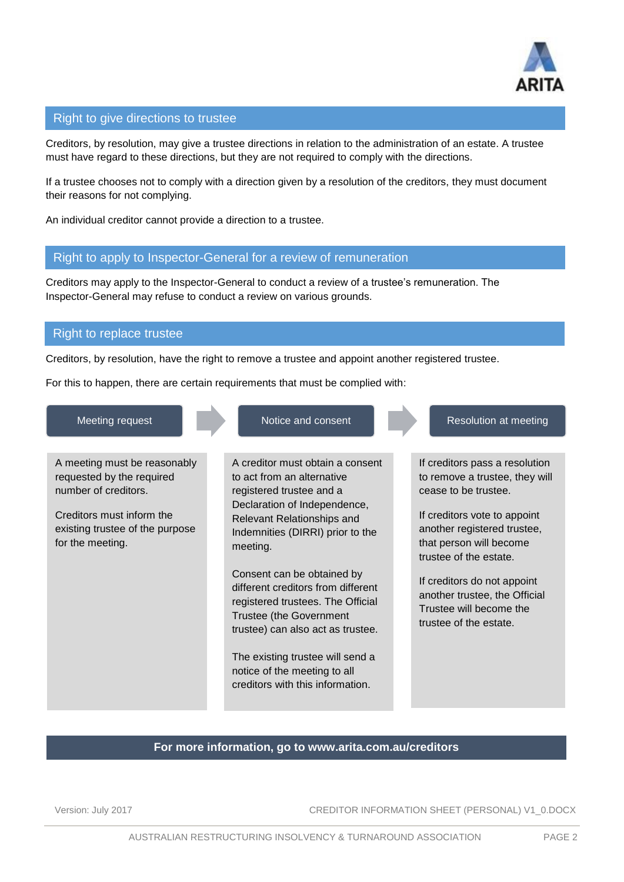## Right to give directions to trustee

Creditors, by resolution, may give a trustee directions in relation to the administration of an estate. A trustee must have regard to these directions, but they are not required to comply with the directions.

If a trustee chooses not to comply with a direction given by a resolution of the creditors, they must document their reasons for not complying.

An individual creditor cannot provide a direction to a trustee.

## Right to apply to Inspector-General for a review of remuneration

Creditors may apply to the Inspector-General to conduct a review of a trustee's remuneration. The Inspector-General may refuse to conduct a review on various grounds.

## Right to replace trustee

Creditors, by resolution, have the right to remove a trustee and appoint another registered trustee.

For this to happen, there are certain requirements that must be complied with:

### Meeting request

A meeting must be reasonably requested by the required number of creditors.

Creditors must inform the existing trustee of the purpose for the meeting.

### Notice and consent

A creditor must obtain a consent to act from an alternative registered trustee and a Declaration of Independence, Relevant Relationships and Indemnities (DIRRI) prior to the meeting.

Consent can be obtained by different creditors from different registered trustees. The Official Trustee (the Government trustee) can also act as trustee.

The existing trustee will send a notice of the meeting to all creditors with this information.

### Resolution at meeting

If creditors pass a resolution to remove a trustee, they will cease to be trustee.

If creditors vote to appoint another registered trustee, that person will become trustee of the estate.

If creditors do not appoint another trustee, the Official Trustee will become the trustee of the estate.

**For more information, go to www.arita.com.au/creditors**